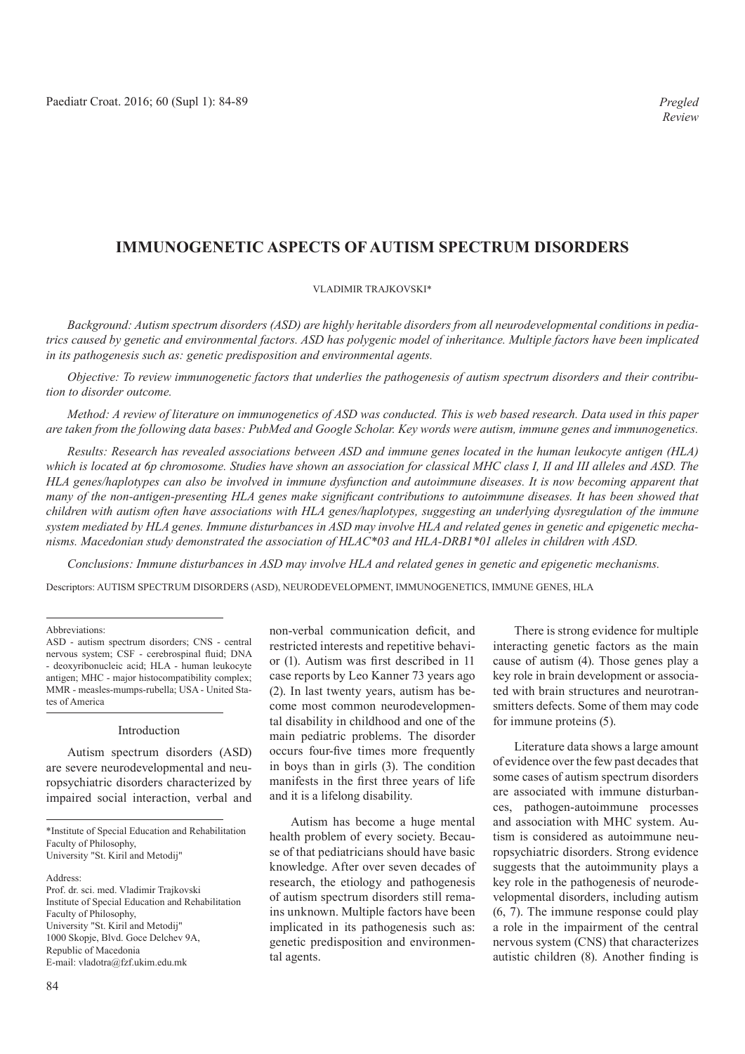*Pregled*
*Review*

# IMMUNOGENETIC ASPECTS OF AUTISM SPECTRUM DISORDERS

VLADIMIR TRAJKOVSKI*

*Background: Autism spectrum disorders (ASD) are highly heritable disorders from all neurodevelopmental conditions in pediatrics caused by genetic and environmental factors. ASD has polygenic model of inheritance. Multiple factors have been implicated in its pathogenesis such as: genetic predisposition and environmental agents.*

*Objective: To review immunogenetic factors that underlies the pathogenesis of autism spectrum disorders and their contribution to disorder outcome.*

*Method: A review of literature on immunogenetics of ASD was conducted. This is web based research. Data used in this paper are taken from the following data bases: PubMed and Google Scholar. Key words were autism, immune genes and immunogenetics.*

*Results: Research has revealed associations between ASD and immune genes located in the human leukocyte antigen (HLA) which is located at 6p chromosome. Studies have shown an association for classical MHC class I, II and III alleles and ASD. The HLA genes/haplotypes can also be involved in immune dysfunction and autoimmune diseases. It is now becoming apparent that many of the non-antigen-presenting HLA genes make significant contributions to autoimmune diseases. It has been showed that children with autism often have associations with HLA genes/haplotypes, suggesting an underlying dysregulation of the immune system mediated by HLA genes. Immune disturbances in ASD may involve HLA and related genes in genetic and epigenetic mechanisms. Macedonian study demonstrated the association of HLAC*03 and HLA-DRB1*01 alleles in children with ASD.*

*Conclusions: Immune disturbances in ASD may involve HLA and related genes in genetic and epigenetic mechanisms.*

Descriptors: AUTISM SPECTRUM DISORDERS (ASD), NEURODEVELOPMENT, IMMUNOGENETICS, IMMUNE GENES, HLA

Abbreviations:
ASD - autism spectrum disorders; CNS - central nervous system; CSF - cerebrospinal fluid; DNA - deoxyribonucleic acid; HLA - human leukocyte antigen; MHC - major histocompatibility complex; MMR - measles-mumps-rubella; USA - United States of America

## Introduction

Autism spectrum disorders (ASD) are severe neurodevelopmental and neuropsychiatric disorders characterized by impaired social interaction, verbal and non-verbal communication deficit, and restricted interests and repetitive behavior (1). Autism was first described in 11 case reports by Leo Kanner 73 years ago (2). In last twenty years, autism has become most common neurodevelopmental disability in childhood and one of the main pediatric problems. The disorder occurs four-five times more frequently in boys than in girls (3). The condition manifests in the first three years of life and it is a lifelong disability.

Autism has become a huge mental health problem of every society. Because of that pediatricians should have basic knowledge. After over seven decades of research, the etiology and pathogenesis of autism spectrum disorders still remains unknown. Multiple factors have been implicated in its pathogenesis such as: genetic predisposition and environmental agents.

There is strong evidence for multiple interacting genetic factors as the main cause of autism (4). Those genes play a key role in brain development or associated with brain structures and neurotransmitters defects. Some of them may code for immune proteins (5).

Literature data shows a large amount of evidence over the few past decades that some cases of autism spectrum disorders are associated with immune disturbances, pathogen-autoimmune processes and association with MHC system. Autism is considered as autoimmune neuropsychiatric disorders. Strong evidence suggests that the autoimmunity plays a key role in the pathogenesis of neurodevelopmental disorders, including autism (6, 7). The immune response could play a role in the impairment of the central nervous system (CNS) that characterizes autistic children (8). Another finding is

*Institute of Special Education and Rehabilitation
Faculty of Philosophy,
University "St. Kiril and Metodij"

Address:
Prof. dr. sci. med. Vladimir Trajkovski
Institute of Special Education and Rehabilitation
Faculty of Philosophy,
University "St. Kiril and Metodij"
1000 Skopje, Blvd. Goce Delchev 9A,
Republic of Macedonia
E-mail: vladotra@fzf.ukim.edu.mk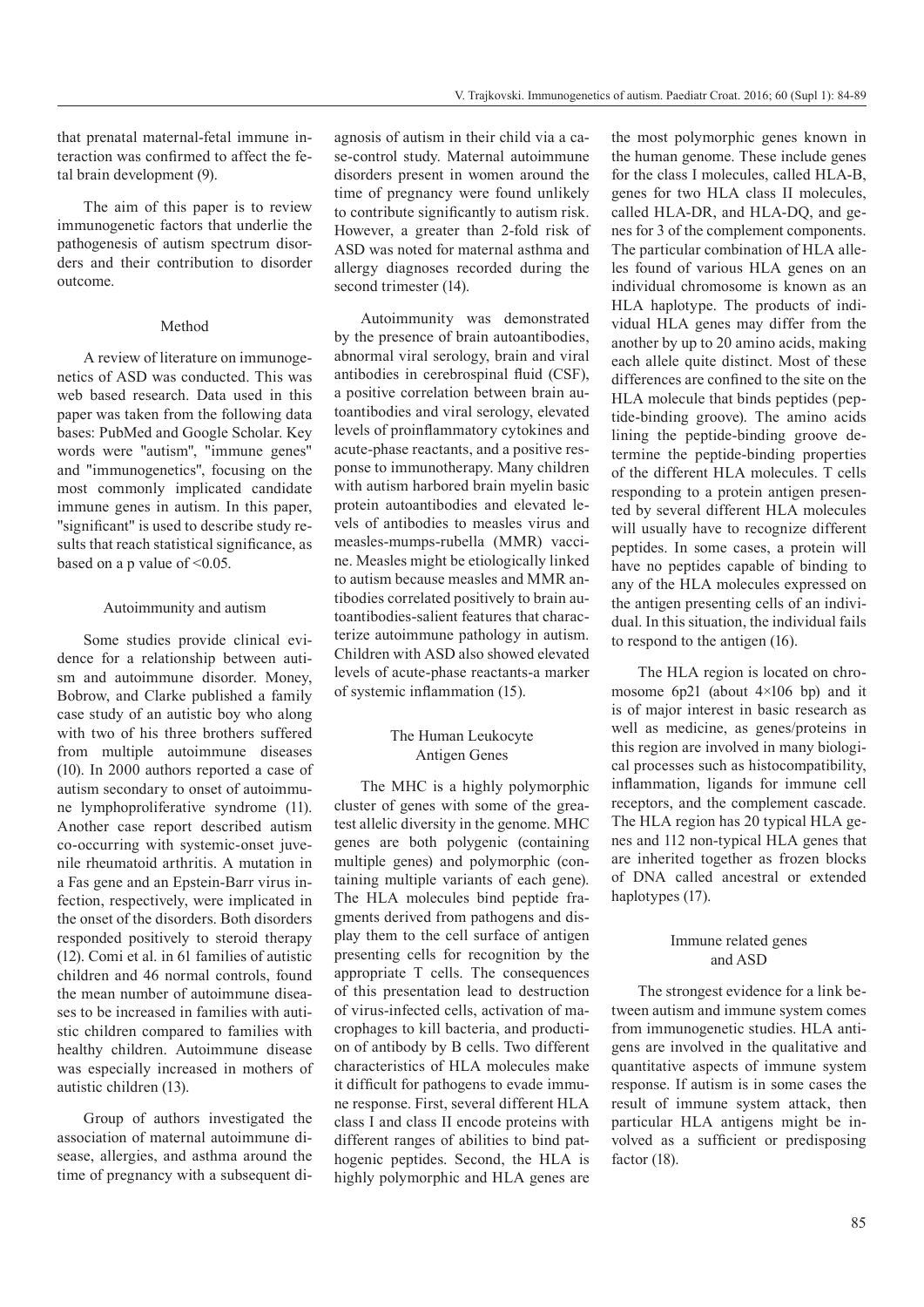that prenatal maternal-fetal immune interaction was confirmed to affect the fetal brain development (9).

The aim of this paper is to review immunogenetic factors that underlie the pathogenesis of autism spectrum disorders and their contribution to disorder outcome.

## Method

A review of literature on immunogenetics of ASD was conducted. This was web based research. Data used in this paper was taken from the following data bases: PubMed and Google Scholar. Key words were "autism", "immune genes" and "immunogenetics", focusing on the most commonly implicated candidate immune genes in autism. In this paper, "significant" is used to describe study results that reach statistical significance, as based on a p value of <0.05.

## Autoimmunity and autism

Some studies provide clinical evidence for a relationship between autism and autoimmune disorder. Money, Bobrow, and Clarke published a family case study of an autistic boy who along with two of his three brothers suffered from multiple autoimmune diseases (10). In 2000 authors reported a case of autism secondary to onset of autoimmune lymphoproliferative syndrome (11). Another case report described autism co-occurring with systemic-onset juvenile rheumatoid arthritis. A mutation in a Fas gene and an Epstein-Barr virus infection, respectively, were implicated in the onset of the disorders. Both disorders responded positively to steroid therapy (12). Comi et al. in 61 families of autistic children and 46 normal controls, found the mean number of autoimmune diseases to be increased in families with autistic children compared to families with healthy children. Autoimmune disease was especially increased in mothers of autistic children (13).

Group of authors investigated the association of maternal autoimmune disease, allergies, and asthma around the time of pregnancy with a subsequent diagnosis of autism in their child via a case-control study. Maternal autoimmune disorders present in women around the time of pregnancy were found unlikely to contribute significantly to autism risk. However, a greater than 2-fold risk of ASD was noted for maternal asthma and allergy diagnoses recorded during the second trimester (14).

Autoimmunity was demonstrated by the presence of brain autoantibodies, abnormal viral serology, brain and viral antibodies in cerebrospinal fluid (CSF), a positive correlation between brain autoantibodies and viral serology, elevated levels of proinflammatory cytokines and acute-phase reactants, and a positive response to immunotherapy. Many children with autism harbored brain myelin basic protein autoantibodies and elevated levels of antibodies to measles virus and measles-mumps-rubella (MMR) vaccine. Measles might be etiologically linked to autism because measles and MMR antibodies correlated positively to brain autoantibodies-salient features that characterize autoimmune pathology in autism. Children with ASD also showed elevated levels of acute-phase reactants-a marker of systemic inflammation (15).

## The Human Leukocyte Antigen Genes

The MHC is a highly polymorphic cluster of genes with some of the greatest allelic diversity in the genome. MHC genes are both polygenic (containing multiple genes) and polymorphic (containing multiple variants of each gene). The HLA molecules bind peptide fragments derived from pathogens and display them to the cell surface of antigen presenting cells for recognition by the appropriate T cells. The consequences of this presentation lead to destruction of virus-infected cells, activation of macrophages to kill bacteria, and production of antibody by B cells. Two different characteristics of HLA molecules make it difficult for pathogens to evade immune response. First, several different HLA class I and class II encode proteins with different ranges of abilities to bind pathogenic peptides. Second, the HLA is highly polymorphic and HLA genes are the most polymorphic genes known in the human genome. These include genes for the class I molecules, called HLA-B, genes for two HLA class II molecules, called HLA-DR, and HLA-DQ, and genes for 3 of the complement components. The particular combination of HLA alleles found of various HLA genes on an individual chromosome is known as an HLA haplotype. The products of individual HLA genes may differ from the another by up to 20 amino acids, making each allele quite distinct. Most of these differences are confined to the site on the HLA molecule that binds peptides (peptide-binding groove). The amino acids lining the peptide-binding groove determine the peptide-binding properties of the different HLA molecules. T cells responding to a protein antigen presented by several different HLA molecules will usually have to recognize different peptides. In some cases, a protein will have no peptides capable of binding to any of the HLA molecules expressed on the antigen presenting cells of an individual. In this situation, the individual fails to respond to the antigen (16).

The HLA region is located on chromosome 6p21 (about $4 \times 10^6$ bp) and it is of major interest in basic research as well as medicine, as genes/proteins in this region are involved in many biological processes such as histocompatibility, inflammation, ligands for immune cell receptors, and the complement cascade. The HLA region has 20 typical HLA genes and 112 non-typical HLA genes that are inherited together as frozen blocks of DNA called ancestral or extended haplotypes (17).

## Immune related genes and ASD

The strongest evidence for a link between autism and immune system comes from immunogenetic studies. HLA antigens are involved in the qualitative and quantitative aspects of immune system response. If autism is in some cases the result of immune system attack, then particular HLA antigens might be involved as a sufficient or predisposing factor (18).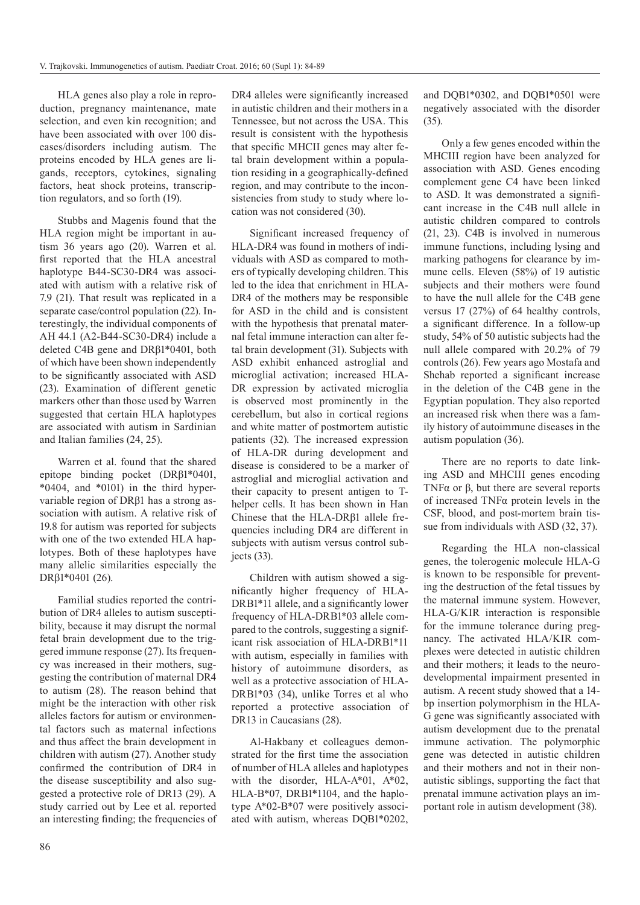HLA genes also play a role in reproduction, pregnancy maintenance, mate selection, and even kin recognition; and have been associated with over 100 diseases/disorders including autism. The proteins encoded by HLA genes are ligands, receptors, cytokines, signaling factors, heat shock proteins, transcription regulators, and so forth (19).

Stubbs and Magenis found that the HLA region might be important in autism 36 years ago (20). Warren et al. first reported that the HLA ancestral haplotype B44-SC30-DR4 was associated with autism with a relative risk of 7.9 (21). That result was replicated in a separate case/control population (22). Interestingly, the individual components of AH 44.1 (A2-B44-SC30-DR4) include a deleted C4B gene and DRβ1*0401, both of which have been shown independently to be significantly associated with ASD (23). Examination of different genetic markers other than those used by Warren suggested that certain HLA haplotypes are associated with autism in Sardinian and Italian families (24, 25).

Warren et al. found that the shared epitope binding pocket (DRβ1*0401, *0404, and *0101) in the third hypervariable region of DRβ1 has a strong association with autism. A relative risk of 19.8 for autism was reported for subjects with one of the two extended HLA haplotypes. Both of these haplotypes have many allelic similarities especially the DRβ1*0401 (26).

Familial studies reported the contribution of DR4 alleles to autism susceptibility, because it may disrupt the normal fetal brain development due to the triggered immune response (27). Its frequency was increased in their mothers, suggesting the contribution of maternal DR4 to autism (28). The reason behind that might be the interaction with other risk alleles factors for autism or environmental factors such as maternal infections and thus affect the brain development in children with autism (27). Another study confirmed the contribution of DR4 in the disease susceptibility and also suggested a protective role of DR13 (29). A study carried out by Lee et al. reported an interesting finding; the frequencies of DR4 alleles were significantly increased in autistic children and their mothers in a Tennessee, but not across the USA. This result is consistent with the hypothesis that specific MHCII genes may alter fetal brain development within a population residing in a geographically-defined region, and may contribute to the inconsistencies from study to study where location was not considered (30).

Significant increased frequency of HLA-DR4 was found in mothers of individuals with ASD as compared to mothers of typically developing children. This led to the idea that enrichment in HLA-DR4 of the mothers may be responsible for ASD in the child and is consistent with the hypothesis that prenatal maternal fetal immune interaction can alter fetal brain development (31). Subjects with ASD exhibit enhanced astroglial and microglial activation; increased HLA-DR expression by activated microglia is observed most prominently in the cerebellum, but also in cortical regions and white matter of postmortem autistic patients (32). The increased expression of HLA-DR during development and disease is considered to be a marker of astroglial and microglial activation and their capacity to present antigen to T-helper cells. It has been shown in Han Chinese that the HLA-DRβ1 allele frequencies including DR4 are different in subjects with autism versus control subjects (33).

Children with autism showed a significantly higher frequency of HLA-DRB1*11 allele, and a significantly lower frequency of HLA-DRB1*03 allele compared to the controls, suggesting a significant risk association of HLA-DRB1*11 with autism, especially in families with history of autoimmune disorders, as well as a protective association of HLA-DRB1*03 (34), unlike Torres et al who reported a protective association of DR13 in Caucasians (28).

Al-Hakbany et colleagues demonstrated for the first time the association of number of HLA alleles and haplotypes with the disorder, HLA-A*01, A*02, HLA-B*07, DRB1*1104, and the haplotype A*02-B*07 were positively associated with autism, whereas DQB1*0202, and DQB1*0302, and DQB1*0501 were negatively associated with the disorder (35).

Only a few genes encoded within the MHCIII region have been analyzed for association with ASD. Genes encoding complement gene C4 have been linked to ASD. It was demonstrated a significant increase in the C4B null allele in autistic children compared to controls (21, 23). C4B is involved in numerous immune functions, including lysing and marking pathogens for clearance by immune cells. Eleven (58%) of 19 autistic subjects and their mothers were found to have the null allele for the C4B gene versus 17 (27%) of 64 healthy controls, a significant difference. In a follow-up study, 54% of 50 autistic subjects had the null allele compared with 20.2% of 79 controls (26). Few years ago Mostafa and Shehab reported a significant increase in the deletion of the C4B gene in the Egyptian population. They also reported an increased risk when there was a family history of autoimmune diseases in the autism population (36).

There are no reports to date linking ASD and MHCIII genes encoding TNFα or β, but there are several reports of increased TNFα protein levels in the CSF, blood, and post-mortem brain tissue from individuals with ASD (32, 37).

Regarding the HLA non-classical genes, the tolerogenic molecule HLA-G is known to be responsible for preventing the destruction of the fetal tissues by the maternal immune system. However, HLA-G/KIR interaction is responsible for the immune tolerance during pregnancy. The activated HLA/KIR complexes were detected in autistic children and their mothers; it leads to the neurodevelopmental impairment presented in autism. A recent study showed that a 14-bp insertion polymorphism in the HLA-G gene was significantly associated with autism development due to the prenatal immune activation. The polymorphic gene was detected in autistic children and their mothers and not in their non-autistic siblings, supporting the fact that prenatal immune activation plays an important role in autism development (38).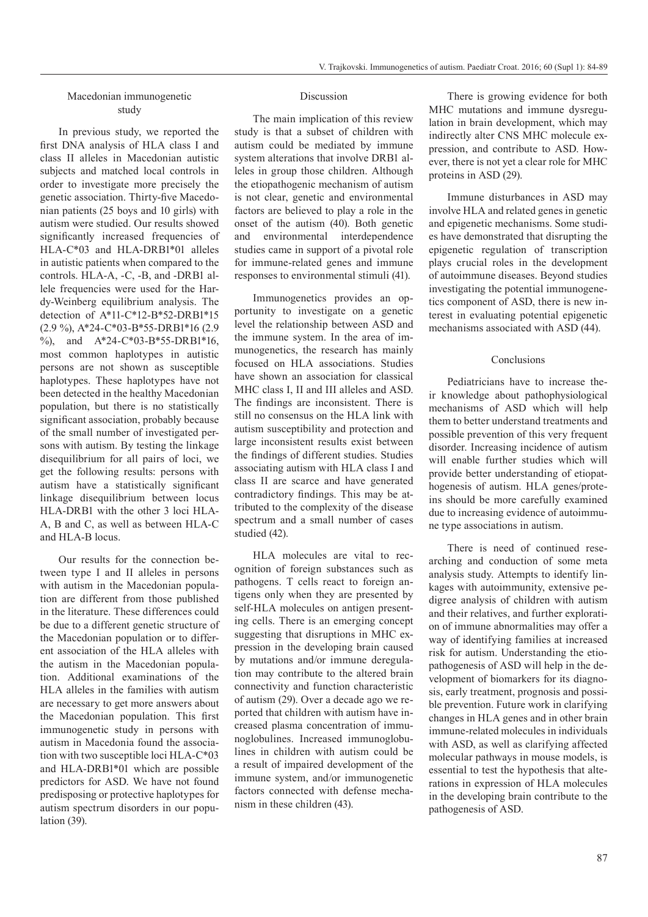### Macedonian immunogenetic study

In previous study, we reported the first DNA analysis of HLA class I and class II alleles in Macedonian autistic subjects and matched local controls in order to investigate more precisely the genetic association. Thirty-five Macedonian patients (25 boys and 10 girls) with autism were studied. Our results showed significantly increased frequencies of HLA-C*03 and HLA-DRB1*01 alleles in autistic patients when compared to the controls. HLA-A, -C, -B, and -DRB1 allele frequencies were used for the Hardy-Weinberg equilibrium analysis. The detection of A*11-C*12-B*52-DRB1*15 (2.9 %), A*24-C*03-B*55-DRB1*16 (2.9 %), and A*24-C*03-B*55-DRB1*16, most common haplotypes in autistic persons are not shown as susceptible haplotypes. These haplotypes have not been detected in the healthy Macedonian population, but there is no statistically significant association, probably because of the small number of investigated persons with autism. By testing the linkage disequilibrium for all pairs of loci, we get the following results: persons with autism have a statistically significant linkage disequilibrium between locus HLA-DRB1 with the other 3 loci HLA-A, B and C, as well as between HLA-C and HLA-B locus.

Our results for the connection between type I and II alleles in persons with autism in the Macedonian population are different from those published in the literature. These differences could be due to a different genetic structure of the Macedonian population or to different association of the HLA alleles with the autism in the Macedonian population. Additional examinations of the HLA alleles in the families with autism are necessary to get more answers about the Macedonian population. This first immunogenetic study in persons with autism in Macedonia found the association with two susceptible loci HLA-C*03 and HLA-DRB1*01 which are possible predictors for ASD. We have not found predisposing or protective haplotypes for autism spectrum disorders in our population (39).

## Discussion

The main implication of this review study is that a subset of children with autism could be mediated by immune system alterations that involve DRB1 alleles in group those children. Although the etiopathogenic mechanism of autism is not clear, genetic and environmental factors are believed to play a role in the onset of the autism (40). Both genetic and environmental interdependence studies came in support of a pivotal role for immune-related genes and immune responses to environmental stimuli (41).

Immunogenetics provides an opportunity to investigate on a genetic level the relationship between ASD and the immune system. In the area of immunogenetics, the research has mainly focused on HLA associations. Studies have shown an association for classical MHC class I, II and III alleles and ASD. The findings are inconsistent. There is still no consensus on the HLA link with autism susceptibility and protection and large inconsistent results exist between the findings of different studies. Studies associating autism with HLA class I and class II are scarce and have generated contradictory findings. This may be attributed to the complexity of the disease spectrum and a small number of cases studied (42).

HLA molecules are vital to recognition of foreign substances such as pathogens. T cells react to foreign antigens only when they are presented by self-HLA molecules on antigen presenting cells. There is an emerging concept suggesting that disruptions in MHC expression in the developing brain caused by mutations and/or immune deregulation may contribute to the altered brain connectivity and function characteristic of autism (29). Over a decade ago we reported that children with autism have increased plasma concentration of immunoglobulines. Increased immunoglobulines in children with autism could be a result of impaired development of the immune system, and/or immunogenetic factors connected with defense mechanism in these children (43).

There is growing evidence for both MHC mutations and immune dysregulation in brain development, which may indirectly alter CNS MHC molecule expression, and contribute to ASD. However, there is not yet a clear role for MHC proteins in ASD (29).

Immune disturbances in ASD may involve HLA and related genes in genetic and epigenetic mechanisms. Some studies have demonstrated that disrupting the epigenetic regulation of transcription plays crucial roles in the development of autoimmune diseases. Beyond studies investigating the potential immunogenetics component of ASD, there is new interest in evaluating potential epigenetic mechanisms associated with ASD (44).

## Conclusions

Pediatricians have to increase their knowledge about pathophysiological mechanisms of ASD which will help them to better understand treatments and possible prevention of this very frequent disorder. Increasing incidence of autism will enable further studies which will provide better understanding of etiopathogenesis of autism. HLA genes/proteins should be more carefully examined due to increasing evidence of autoimmune type associations in autism.

There is need of continued researching and conduction of some meta analysis study. Attempts to identify linkages with autoimmunity, extensive pedigree analysis of children with autism and their relatives, and further exploration of immune abnormalities may offer a way of identifying families at increased risk for autism. Understanding the etiopathogenesis of ASD will help in the development of biomarkers for its diagnosis, early treatment, prognosis and possible prevention. Future work in clarifying changes in HLA genes and in other brain immune-related molecules in individuals with ASD, as well as clarifying affected molecular pathways in mouse models, is essential to test the hypothesis that alterations in expression of HLA molecules in the developing brain contribute to the pathogenesis of ASD.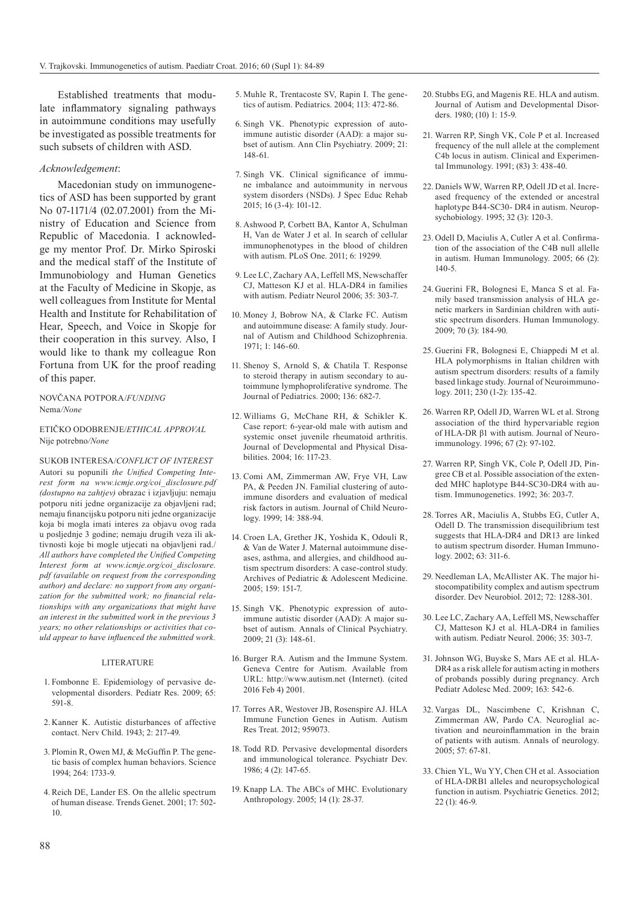Established treatments that modulate inflammatory signaling pathways in autoimmune conditions may usefully be investigated as possible treatments for such subsets of children with ASD.

*Acknowledgement*:

Macedonian study on immunogenetics of ASD has been supported by grant No 07-1171/4 (02.07.2001) from the Ministry of Education and Science from Republic of Macedonia. I acknowledge my mentor Prof. Dr. Mirko Spiroski and the medical staff of the Institute of Immunobiology and Human Genetics at the Faculty of Medicine in Skopje, as well colleagues from Institute for Mental Health and Institute for Rehabilitation of Hear, Speech, and Voice in Skopje for their cooperation in this survey. Also, I would like to thank my colleague Ron Fortuna from UK for the proof reading of this paper.

NOVČANA POTPORA/*FUNDING*
Nema/*None*

ETIČKO ODOBRENJE/*ETHICAL APPROVAL*
Nije potrebno/*None*

SUKOB INTERESA/*CONFLICT OF INTEREST*
Autori su popunili *the Unified Competing Interest form na www.icmje.org/coi_disclosure.pdf (dostupno na zahtjev)* obrazac i izjavljuju: nemaju potporu niti jedne organizacije za objavljeni rad; nemaju financijsku potporu niti jedne organizacije koja bi mogla imati interes za objavu ovog rada u posljednje 3 godine; nemaju drugih veza ili aktivnosti koje bi mogle utjecati na objavljeni rad./ *All authors have completed the Unified Competing Interest form at www.icmje.org/coi_disclosure.pdf (available on request from the corresponding author) and declare: no support from any organization for the submitted work; no financial relationships with any organizations that might have an interest in the submitted work in the previous 3 years; no other relationships or activities that could appear to have influenced the submitted work.*

## LITERATURE

1. Fombonne E. Epidemiology of pervasive developmental disorders. Pediatr Res. 2009; 65: 591-8.
2. Kanner K. Autistic disturbances of affective contact. Nerv Child. 1943; 2: 217-49.
3. Plomin R, Owen MJ, & McGuffin P. The genetic basis of complex human behaviors. Science 1994; 264: 1733-9.
4. Reich DE, Lander ES. On the allelic spectrum of human disease. Trends Genet. 2001; 17: 502-10.
5. Muhle R, Trentacoste SV, Rapin I. The genetics of autism. Pediatrics. 2004; 113: 472-86.
6. Singh VK. Phenotypic expression of autoimmune autistic disorder (AAD): a major subset of autism. Ann Clin Psychiatry. 2009; 21: 148-61.
7. Singh VK. Clinical significance of immune imbalance and autoimmunity in nervous system disorders (NSDs). J Spec Educ Rehab 2015; 16 (3-4): 101-12.
8. Ashwood P, Corbett BA, Kantor A, Schulman H, Van de Water J et al. In search of cellular immunophenotypes in the blood of children with autism. PLoS One. 2011; 6: 19299.
9. Lee LC, Zachary AA, Leffell MS, Newschaffer CJ, Matteson KJ et al. HLA-DR4 in families with autism. Pediatr Neurol 2006; 35: 303-7.
10. Money J, Bobrow NA, & Clarke FC. Autism and autoimmune disease: A family study. Journal of Autism and Childhood Schizophrenia. 1971; 1: 146-60.
11. Shenoy S, Arnold S, & Chatila T. Response to steroid therapy in autism secondary to autoimmune lymphoproliferative syndrome. The Journal of Pediatrics. 2000; 136: 682-7.
12. Williams G, McChane RH, & Schikler K. Case report: 6-year-old male with autism and systemic onset juvenile rheumatoid arthritis. Journal of Developmental and Physical Disabilities. 2004; 16: 117-23.
13. Comi AM, Zimmerman AW, Frye VH, Law PA, & Peeden JN. Familial clustering of autoimmune disorders and evaluation of medical risk factors in autism. Journal of Child Neurology. 1999; 14: 388-94.
14. Croen LA, Grether JK, Yoshida K, Odouli R, & Van de Water J. Maternal autoimmune diseases, asthma, and allergies, and childhood autism spectrum disorders: A case-control study. Archives of Pediatric & Adolescent Medicine. 2005; 159: 151-7.
15. Singh VK. Phenotypic expression of autoimmune autistic disorder (AAD): A major subset of autism. Annals of Clinical Psychiatry. 2009; 21 (3): 148-61.
16. Burger RA. Autism and the Immune System. Geneva Centre for Autism. Available from URL: http://www.autism.net (Internet). (cited 2016 Feb 4) 2001.
17. Torres AR, Westover JB, Rosenspire AJ. HLA Immune Function Genes in Autism. Autism Res Treat. 2012; 959073.
18. Todd RD. Pervasive developmental disorders and immunological tolerance. Psychiatr Dev. 1986; 4 (2): 147-65.
19. Knapp LA. The ABCs of MHC. Evolutionary Anthropology. 2005; 14 (1): 28-37.
20. Stubbs EG, and Magenis RE. HLA and autism. Journal of Autism and Developmental Disorders. 1980; (10) 1: 15-9.
21. Warren RP, Singh VK, Cole P et al. Increased frequency of the null allele at the complement C4b locus in autism. Clinical and Experimental Immunology. 1991; (83) 3: 438-40.
22. Daniels WW, Warren RP, Odell JD et al. Increased frequency of the extended or ancestral haplotype B44-SC30- DR4 in autism. Neuropsychobiology. 1995; 32 (3): 120-3.
23. Odell D, Maciulis A, Cutler A et al. Confirmation of the association of the C4B null allelle in autism. Human Immunology. 2005; 66 (2): 140-5.
24. Guerini FR, Bolognesi E, Manca S et al. Family based transmission analysis of HLA genetic markers in Sardinian children with autistic spectrum disorders. Human Immunology. 2009; 70 (3): 184-90.
25. Guerini FR, Bolognesi E, Chiappedi M et al. HLA polymorphisms in Italian children with autism spectrum disorders: results of a family based linkage study. Journal of Neuroimmunology. 2011; 230 (1-2): 135-42.
26. Warren RP, Odell JD, Warren WL et al. Strong association of the third hypervariable region of HLA-DR β1 with autism. Journal of Neuroimmunology. 1996; 67 (2): 97-102.
27. Warren RP, Singh VK, Cole P, Odell JD, Pingree CB et al. Possible association of the extended MHC haplotype B44-SC30-DR4 with autism. Immunogenetics. 1992; 36: 203-7.
28. Torres AR, Maciulis A, Stubbs EG, Cutler A, Odell D. The transmission disequilibrium test suggests that HLA-DR4 and DR13 are linked to autism spectrum disorder. Human Immunology. 2002; 63: 311-6.
29. Needleman LA, McAllister AK. The major histocompatibility complex and autism spectrum disorder. Dev Neurobiol. 2012; 72: 1288-301.
30. Lee LC, Zachary AA, Leffell MS, Newschaffer CJ, Matteson KJ et al. HLA-DR4 in families with autism. Pediatr Neurol. 2006; 35: 303-7.
31. Johnson WG, Buyske S, Mars AE et al. HLA-DR4 as a risk allele for autism acting in mothers of probands possibly during pregnancy. Arch Pediatr Adolesc Med. 2009; 163: 542-6.
32. Vargas DL, Nascimbene C, Krishnan C, Zimmerman AW, Pardo CA. Neuroglial activation and neuroinflammation in the brain of patients with autism. Annals of neurology. 2005; 57: 67-81.
33. Chien YL, Wu YY, Chen CH et al. Association of HLA-DRB1 alleles and neuropsychological function in autism. Psychiatric Genetics. 2012; 22 (1): 46-9.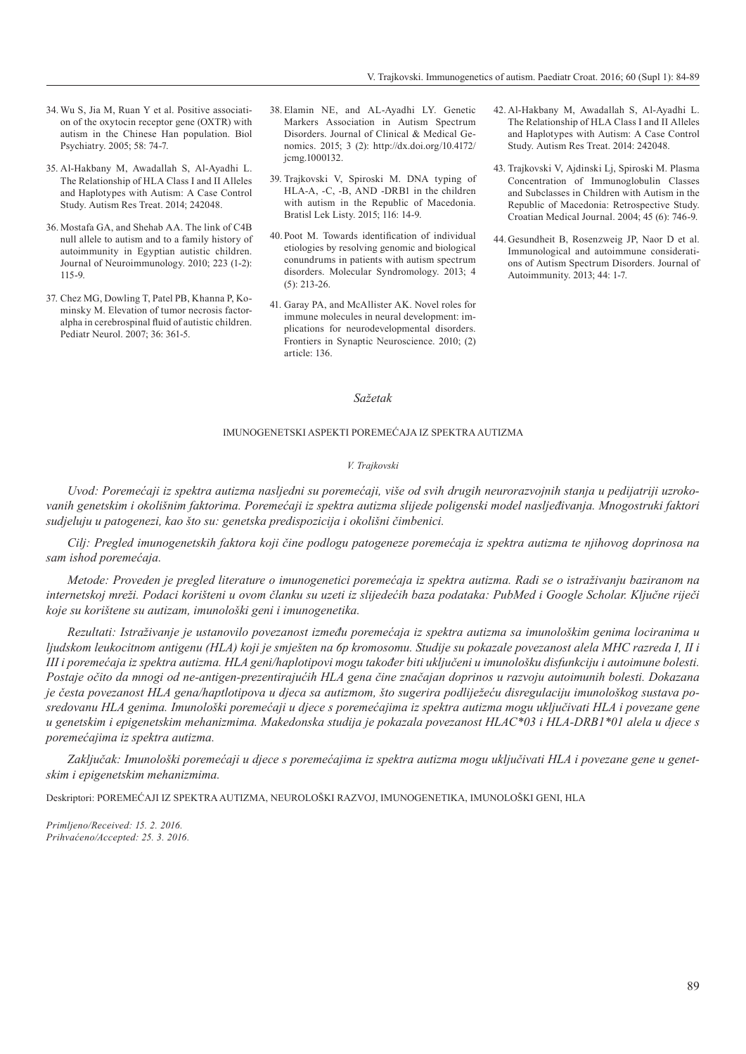34. Wu S, Jia M, Ruan Y et al. Positive association of the oxytocin receptor gene (OXTR) with autism in the Chinese Han population. Biol Psychiatry. 2005; 58: 74-7.

35. Al-Hakbany M, Awadallah S, Al-Ayadhi L. The Relationship of HLA Class I and II Alleles and Haplotypes with Autism: A Case Control Study. Autism Res Treat. 2014; 242048.

36. Mostafa GA, and Shehab AA. The link of C4B null allele to autism and to a family history of autoimmunity in Egyptian autistic children. Journal of Neuroimmunology. 2010; 223 (1-2): 115-9.

37. Chez MG, Dowling T, Patel PB, Khanna P, Kominsky M. Elevation of tumor necrosis factor-alpha in cerebrospinal fluid of autistic children. Pediatr Neurol. 2007; 36: 361-5.

38. Elamin NE, and AL-Ayadhi LY. Genetic Markers Association in Autism Spectrum Disorders. Journal of Clinical & Medical Genomics. 2015; 3 (2): http://dx.doi.org/10.4172/jcmg.1000132.

39. Trajkovski V, Spiroski M. DNA typing of HLA-A, -C, -B, AND -DRB1 in the children with autism in the Republic of Macedonia. Bratisl Lek Listy. 2015; 116: 14-9.

40. Poot M. Towards identification of individual etiologies by resolving genomic and biological conundrums in patients with autism spectrum disorders. Molecular Syndromology. 2013; 4 (5): 213-26.

41. Garay PA, and McAllister AK. Novel roles for immune molecules in neural development: implications for neurodevelopmental disorders. Frontiers in Synaptic Neuroscience. 2010; (2) article: 136.

42. Al-Hakbany M, Awadallah S, Al-Ayadhi L. The Relationship of HLA Class I and II Alleles and Haplotypes with Autism: A Case Control Study. Autism Res Treat. 2014: 242048.

43. Trajkovski V, Ajdinski Lj, Spiroski M. Plasma Concentration of Immunoglobulin Classes and Subclasses in Children with Autism in the Republic of Macedonia: Retrospective Study. Croatian Medical Journal. 2004; 45 (6): 746-9.

44. Gesundheit B, Rosenzweig JP, Naor D et al. Immunological and autoimmune considerations of Autism Spectrum Disorders. Journal of Autimmunity. 2013; 44: 1-7.

*Sažetak*

IMUNOGENETSKI ASPEKTI POREMEĆAJA IZ SPEKTRA AUTIZMA

*V. Trajkovski*

*Uvod: Poremećaji iz spektra autizma nasljedni su poremećaji, više od svih drugih neurorazvojnih stanja u pedijatriji uzrokovanih genetskim i okolišnim faktorima. Poremećaji iz spektra autizma slijede poligenski model nasljeđivanja. Mnogostruki faktori sudjeluju u patogenezi, kao što su: genetska predispozicija i okolišni čimbenici.*

*Cilj: Pregled imunogenetskih faktora koji čine podlogu patogeneze poremećaja iz spektra autizma te njihovog doprinosa na sam ishod poremećaja.*

*Metode: Proveden je pregled literature o imunogenetici poremećaja iz spektra autizma. Radi se o istraživanju baziranom na internetskoj mreži. Podaci korišteni u ovom članku su uzeti iz slijedećih baza podataka: PubMed i Google Scholar. Ključne riječi koje su korištene su autizam, imunološki geni i imunogenetika.*

*Rezultati: Istraživanje je ustanovilo povezanost između poremećaja iz spektra autizma sa imunološkim genima lociranima u ljudskom leukocitnom antigenu (HLA) koji je smješten na 6p kromosomu. Studije su pokazale povezanost alela MHC razreda I, II i III i poremećaja iz spektra autizma. HLA geni/haplotipovi mogu također biti uključeni u imunološku disfunkciju i autoimune bolesti. Postaje očito da mnogi od ne-antigen-prezentirajućih HLA gena čine značajan doprinos u razvoju autoimunih bolesti. Dokazana je česta povezanost HLA gena/haptlotipova u djeca sa autizmom, što sugerira podliježeću disregulaciju imunološkog sustava posredovanu HLA genima. Imunološki poremećaji u djece s poremećajima iz spektra autizma mogu uključivati HLA i povezane gene u genetskim i epigenetskim mehanizmima. Makedonska studija je pokazala povezanost HLAC*03 i HLA-DRB1*01 alela u djece s poremećajima iz spektra autizma.*

*Zaključak: Imunološki poremećaji u djece s poremećajima iz spektra autizma mogu uključivati HLA i povezane gene u genetskim i epigenetskim mehanizmima.*

Deskriptori: POREMEĆAJI IZ SPEKTRA AUTIZMA, NEUROLOŠKI RAZVOJ, IMUNOGENETIKA, IMUNOLOŠKI GENI, HLA

*Primljeno/Received: 15. 2. 2016.*
*Prihvaćeno/Accepted: 25. 3. 2016.*